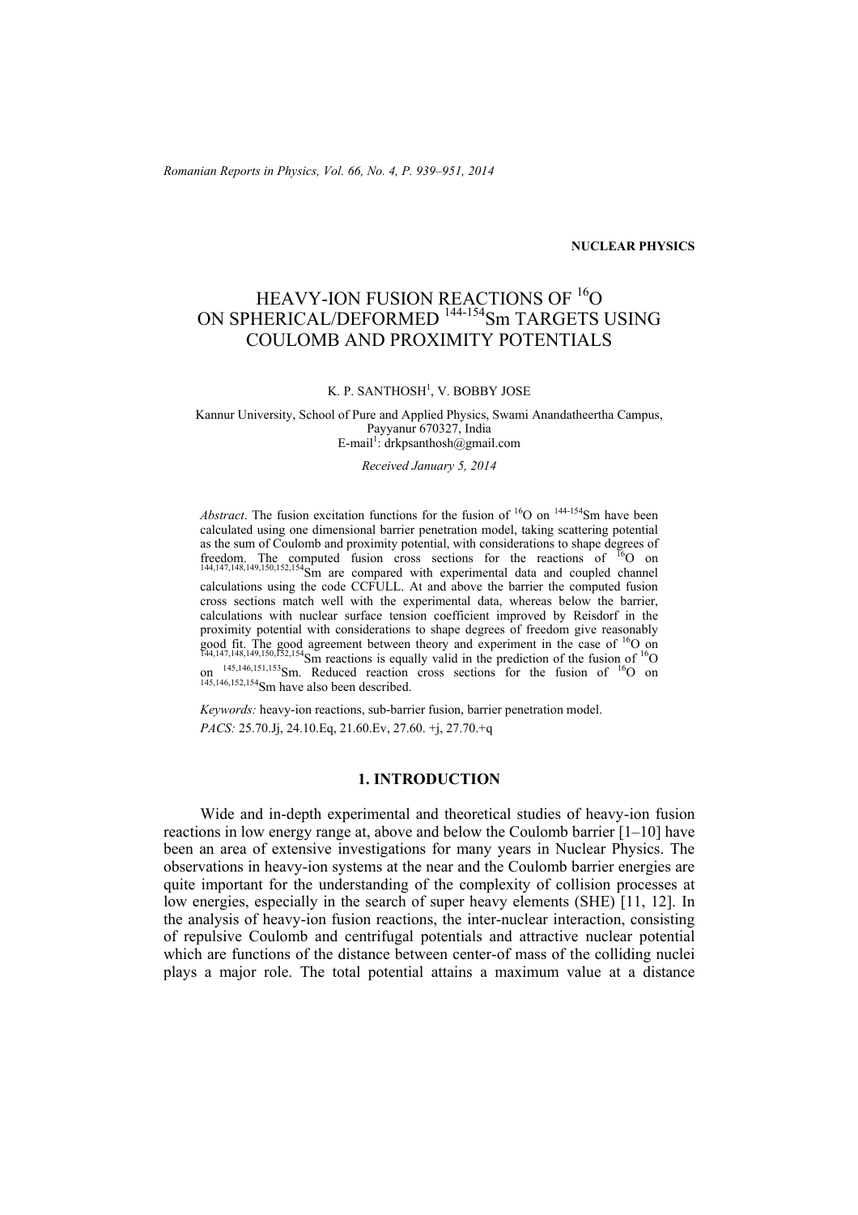**NUCLEAR PHYSICS**

# HEAVY-ION FUSION REACTIONS OF $^{16}$O ON SPHERICAL/DEFORMED $^{144-154}$Sm TARGETS USING COULOMB AND PROXIMITY POTENTIALS

K. P. SANTHOSH[1], V. BOBBY JOSE

Kannur University, School of Pure and Applied Physics, Swami Anandatheertha Campus, Payyanur 670327, India
E-mail[1]: drkpsanthosh@gmail.com

*Received January 5, 2014*

*Abstract*. The fusion excitation functions for the fusion of $^{16}$O on $^{144-154}$Sm have been calculated using one dimensional barrier penetration model, taking scattering potential as the sum of Coulomb and proximity potential, with considerations to shape degrees of freedom. The computed fusion cross sections for the reactions of $^{16}$O on $^{144,147,148,149,150,152,154}$Sm are compared with experimental data and coupled channel calculations using the code CCFULL. At and above the barrier the computed fusion cross sections match well with the experimental data, whereas below the barrier, calculations with nuclear surface tension coefficient improved by Reisdorf in the proximity potential with considerations to shape degrees of freedom give reasonably good fit. The good agreement between theory and experiment in the case of $^{16}$O on $^{144,147,148,149,150,152,154}$Sm reactions is equally valid in the prediction of the fusion of $^{16}$O on $^{145,146,151,153}$Sm. Reduced reaction cross sections for the fusion of $^{16}$O on $^{145,146,152,154}$Sm have also been described.

*Keywords:* heavy-ion reactions, sub-barrier fusion, barrier penetration model.

*PACS:* 25.70.Jj, 24.10.Eq, 21.60.Ev, 27.60. +j, 27.70.+q

## 1. INTRODUCTION

Wide and in-depth experimental and theoretical studies of heavy-ion fusion reactions in low energy range at, above and below the Coulomb barrier [1–10] have been an area of extensive investigations for many years in Nuclear Physics. The observations in heavy-ion systems at the near and the Coulomb barrier energies are quite important for the understanding of the complexity of collision processes at low energies, especially in the search of super heavy elements (SHE) [11, 12]. In the analysis of heavy-ion fusion reactions, the inter-nuclear interaction, consisting of repulsive Coulomb and centrifugal potentials and attractive nuclear potential which are functions of the distance between center-of mass of the colliding nuclei plays a major role. The total potential attains a maximum value at a distance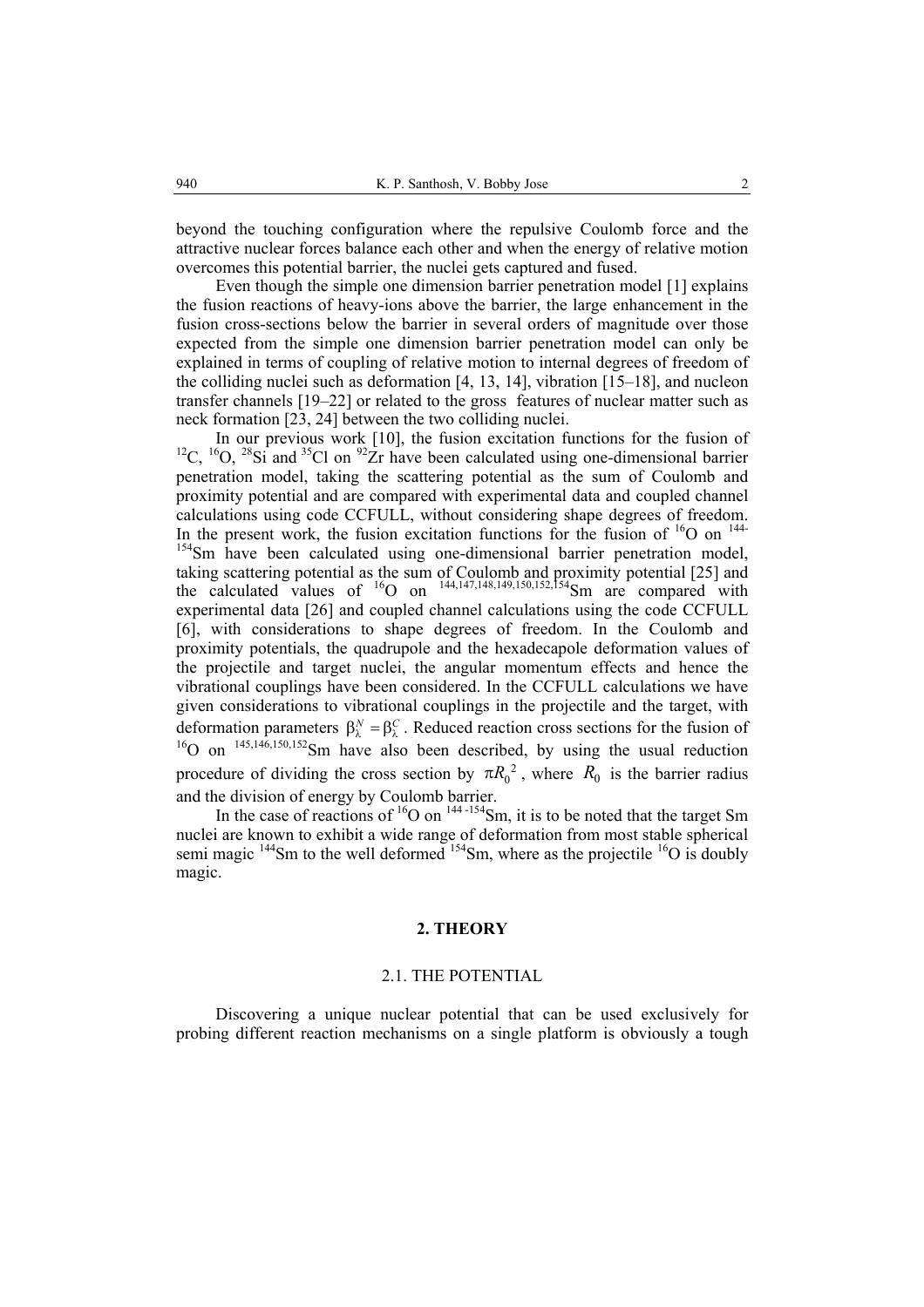beyond the touching configuration where the repulsive Coulomb force and the attractive nuclear forces balance each other and when the energy of relative motion overcomes this potential barrier, the nuclei gets captured and fused.

Even though the simple one dimension barrier penetration model [1] explains the fusion reactions of heavy-ions above the barrier, the large enhancement in the fusion cross-sections below the barrier in several orders of magnitude over those expected from the simple one dimension barrier penetration model can only be explained in terms of coupling of relative motion to internal degrees of freedom of the colliding nuclei such as deformation [4, 13, 14], vibration [15–18], and nucleon transfer channels [19–22] or related to the gross features of nuclear matter such as neck formation [23, 24] between the two colliding nuclei.

In our previous work [10], the fusion excitation functions for the fusion of $^{12}$C, $^{16}$O, $^{28}$Si and $^{35}$Cl on $^{92}$Zr have been calculated using one-dimensional barrier penetration model, taking the scattering potential as the sum of Coulomb and proximity potential and are compared with experimental data and coupled channel calculations using code CCFULL, without considering shape degrees of freedom. In the present work, the fusion excitation functions for the fusion of $^{16}$O on $^{144-154}$Sm have been calculated using one-dimensional barrier penetration model, taking scattering potential as the sum of Coulomb and proximity potential [25] and the calculated values of $^{16}$O on $^{144,147,148,149,150,152,154}$Sm are compared with experimental data [26] and coupled channel calculations using the code CCFULL [6], with considerations to shape degrees of freedom. In the Coulomb and proximity potentials, the quadrupole and the hexadecapole deformation values of the projectile and target nuclei, the angular momentum effects and hence the vibrational couplings have been considered. In the CCFULL calculations we have given considerations to vibrational couplings in the projectile and the target, with deformation parameters $\beta_\lambda^N = \beta_\lambda^C$. Reduced reaction cross sections for the fusion of $^{16}$O on $^{145,146,150,152}$Sm have also been described, by using the usual reduction procedure of dividing the cross section by $\pi R_0^{\,2}$, where $R_0$ is the barrier radius and the division of energy by Coulomb barrier.

In the case of reactions of $^{16}$O on $^{144-154}$Sm, it is to be noted that the target Sm nuclei are known to exhibit a wide range of deformation from most stable spherical semi magic $^{144}$Sm to the well deformed $^{154}$Sm, where as the projectile $^{16}$O is doubly magic.

## 2. THEORY

### 2.1. THE POTENTIAL

Discovering a unique nuclear potential that can be used exclusively for probing different reaction mechanisms on a single platform is obviously a tough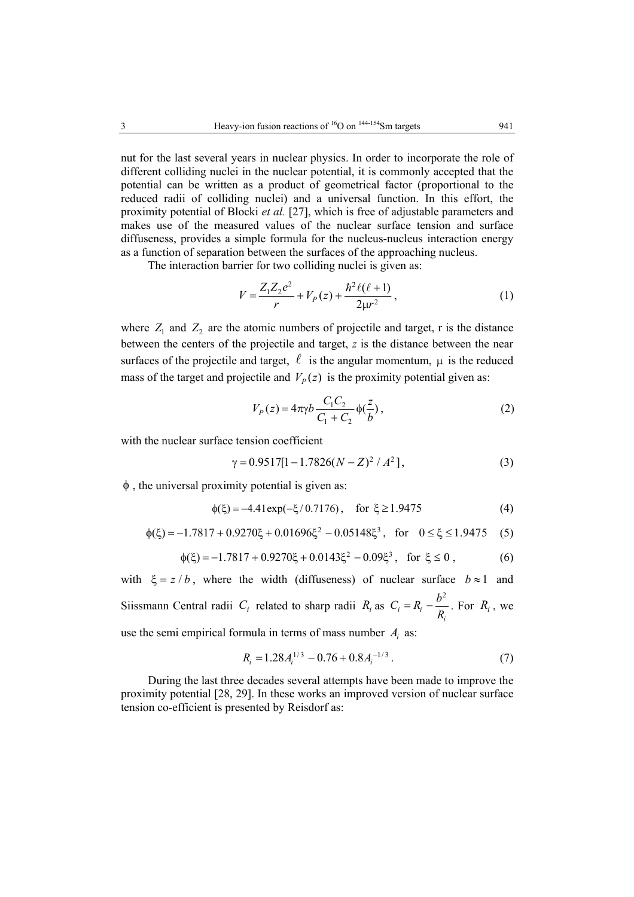nut for the last several years in nuclear physics. In order to incorporate the role of different colliding nuclei in the nuclear potential, it is commonly accepted that the potential can be written as a product of geometrical factor (proportional to the reduced radii of colliding nuclei) and a universal function. In this effort, the proximity potential of Blocki *et al.* [27], which is free of adjustable parameters and makes use of the measured values of the nuclear surface tension and surface diffuseness, provides a simple formula for the nucleus-nucleus interaction energy as a function of separation between the surfaces of the approaching nucleus.

The interaction barrier for two colliding nuclei is given as:

$$V = \frac{Z_1 Z_2 e^2}{r} + V_P(z) + \frac{\hbar^2 \ell(\ell+1)}{2\mu r^2}, \tag{1}$$

where $Z_1$ and $Z_2$ are the atomic numbers of projectile and target, r is the distance between the centers of the projectile and target, $z$ is the distance between the near surfaces of the projectile and target, $\ell$ is the angular momentum, $\mu$ is the reduced mass of the target and projectile and $V_P(z)$ is the proximity potential given as:

$$V_P(z) = 4\pi\gamma b \frac{C_1 C_2}{C_1 + C_2} \phi\left(\frac{z}{b}\right), \tag{2}$$

with the nuclear surface tension coefficient

$$\gamma = 0.9517[1 - 1.7826(N-Z)^2 / A^2], \tag{3}$$

$\phi$, the universal proximity potential is given as:

$$\phi(\xi) = -4.41\exp(-\xi/0.7176), \quad \text{for } \xi \geq 1.9475 \tag{4}$$

$$\phi(\xi) = -1.7817 + 0.9270\xi + 0.01696\xi^2 - 0.05148\xi^3, \quad \text{for } 0 \leq \xi \leq 1.9475 \tag{5}$$

$$\phi(\xi) = -1.7817 + 0.9270\xi + 0.0143\xi^2 - 0.09\xi^3, \quad \text{for } \xi \leq 0, \tag{6}$$

with $\xi = z/b$, where the width (diffuseness) of nuclear surface $b \approx 1$ and Siissmann Central radii $C_i$ related to sharp radii $R_i$ as $C_i = R_i - \frac{b^2}{R_i}$. For $R_i$, we use the semi empirical formula in terms of mass number $A_i$ as:

$$R_i = 1.28A_i^{1/3} - 0.76 + 0.8A_i^{-1/3}. \tag{7}$$

During the last three decades several attempts have been made to improve the proximity potential [28, 29]. In these works an improved version of nuclear surface tension co-efficient is presented by Reisdorf as: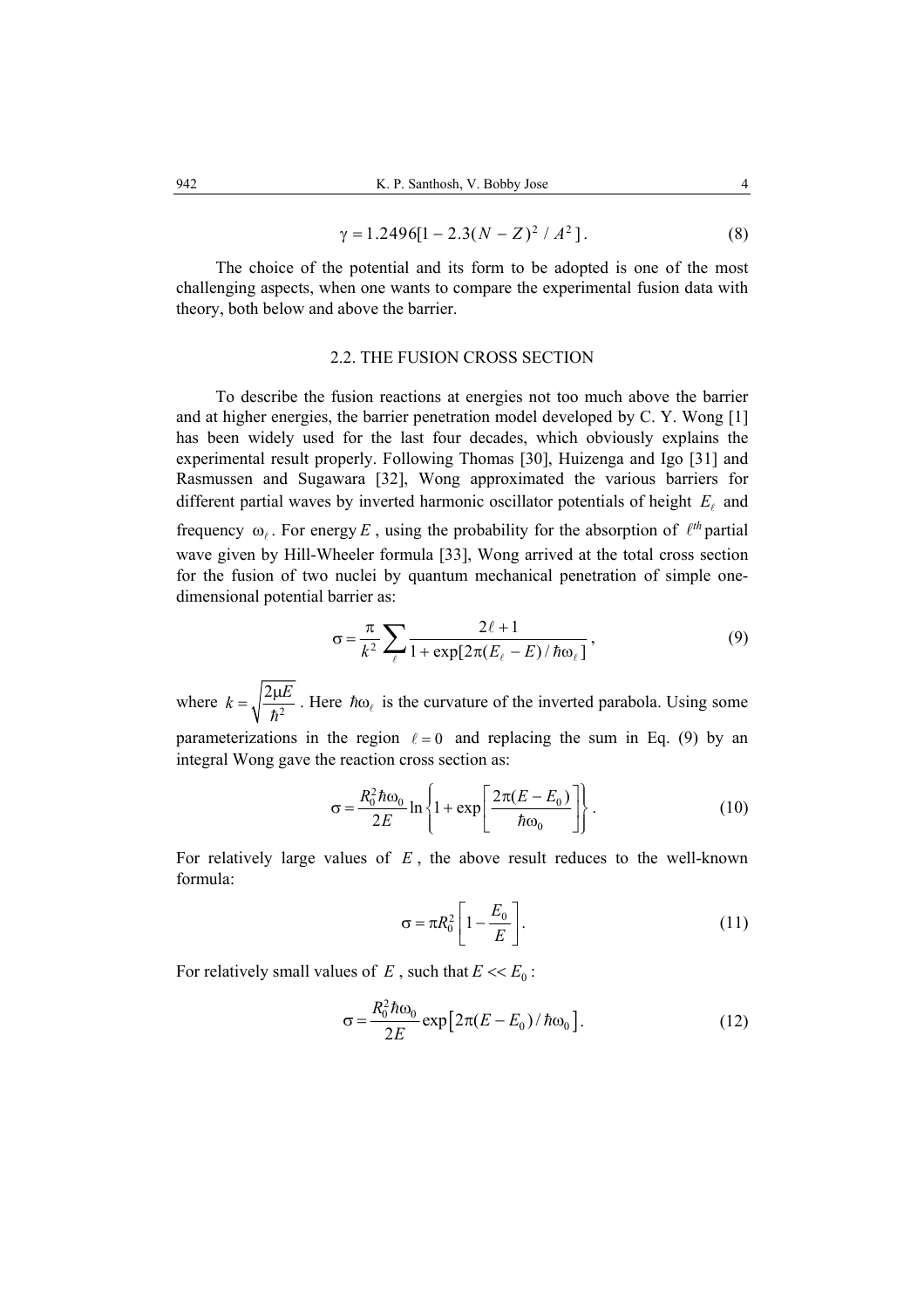$$\gamma = 1.2496[1 - 2.3(N - Z)^2 / A^2]. \tag{8}$$

The choice of the potential and its form to be adopted is one of the most challenging aspects, when one wants to compare the experimental fusion data with theory, both below and above the barrier.

### 2.2. THE FUSION CROSS SECTION

To describe the fusion reactions at energies not too much above the barrier and at higher energies, the barrier penetration model developed by C. Y. Wong [1] has been widely used for the last four decades, which obviously explains the experimental result properly. Following Thomas [30], Huizenga and Igo [31] and Rasmussen and Sugawara [32], Wong approximated the various barriers for different partial waves by inverted harmonic oscillator potentials of height $E_\ell$ and frequency $\omega_\ell$. For energy $E$, using the probability for the absorption of $\ell^{th}$ partial wave given by Hill-Wheeler formula [33], Wong arrived at the total cross section for the fusion of two nuclei by quantum mechanical penetration of simple one-dimensional potential barrier as:

$$\sigma = \frac{\pi}{k^2} \sum_\ell \frac{2\ell + 1}{1 + \exp[2\pi(E_\ell - E) / \hbar\omega_\ell]}, \tag{9}$$

where $k = \sqrt{\frac{2\mu E}{\hbar^2}}$. Here $\hbar\omega_\ell$ is the curvature of the inverted parabola. Using some parameterizations in the region $\ell = 0$ and replacing the sum in Eq. (9) by an integral Wong gave the reaction cross section as:

$$\sigma = \frac{R_0^2 \hbar\omega_0}{2E} \ln\left\{1 + \exp\left[\frac{2\pi(E - E_0)}{\hbar\omega_0}\right]\right\}. \tag{10}$$

For relatively large values of $E$, the above result reduces to the well-known formula:

$$\sigma = \pi R_0^2 \left[1 - \frac{E_0}{E}\right]. \tag{11}$$

For relatively small values of $E$, such that $E << E_0$:

$$\sigma = \frac{R_0^2 \hbar\omega_0}{2E} \exp\left[2\pi(E - E_0) / \hbar\omega_0\right]. \tag{12}$$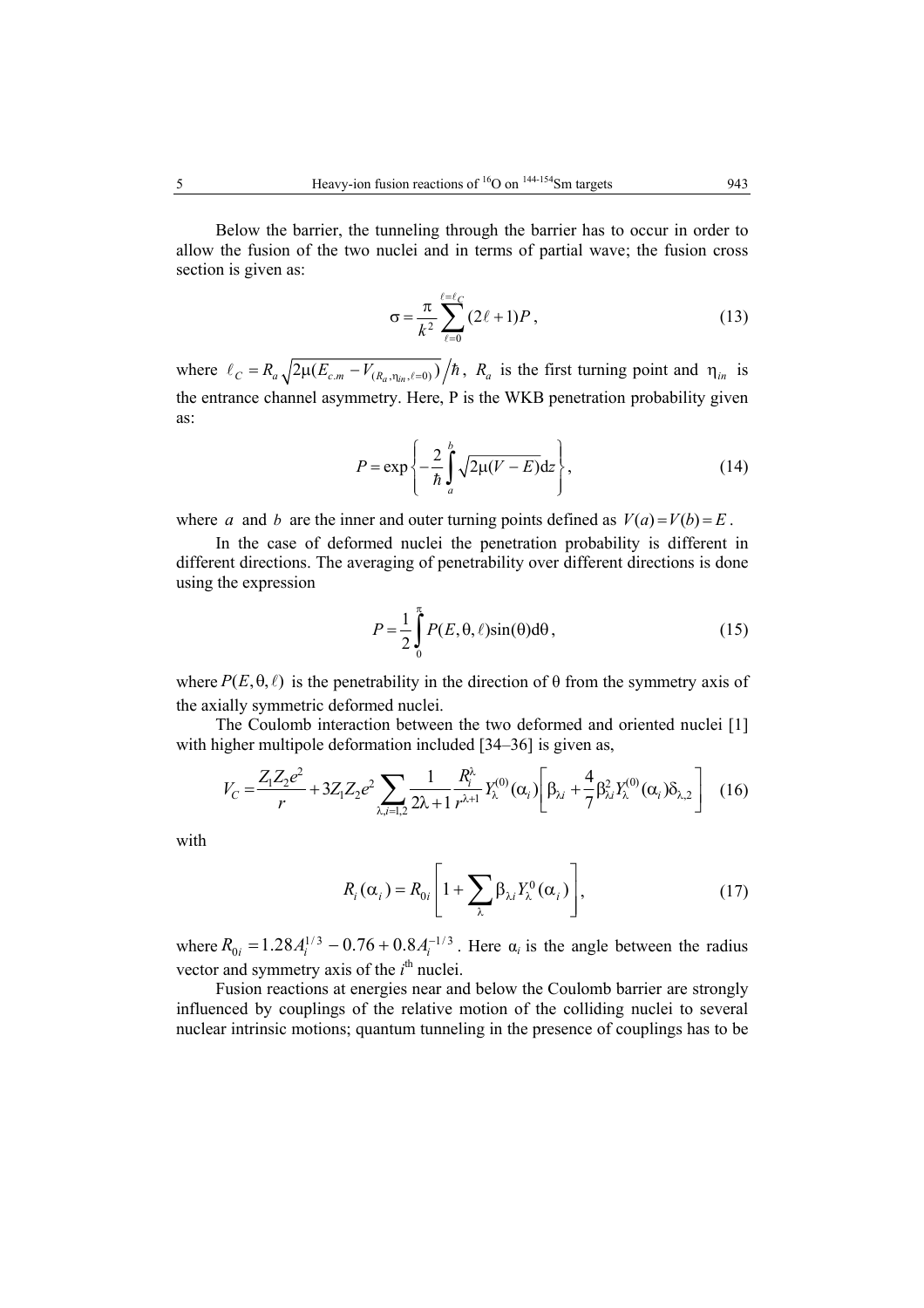Below the barrier, the tunneling through the barrier has to occur in order to allow the fusion of the two nuclei and in terms of partial wave; the fusion cross section is given as:

$$\sigma = \frac{\pi}{k^2} \sum_{\ell=0}^{\ell=\ell_C} (2\ell+1)P, \tag{13}$$

where $\ell_C = R_a \sqrt{2\mu(E_{c.m} - V_{(R_a,\eta_{in},\ell=0)})} / \hbar$, $R_a$ is the first turning point and $\eta_{in}$ is the entrance channel asymmetry. Here, P is the WKB penetration probability given as:

$$P = \exp\left\{ -\frac{2}{\hbar} \int_a^b \sqrt{2\mu(V-E)}\mathrm{d}z \right\}, \tag{14}$$

where $a$ and $b$ are the inner and outer turning points defined as $V(a) = V(b) = E$.

In the case of deformed nuclei the penetration probability is different in different directions. The averaging of penetrability over different directions is done using the expression

$$P = \frac{1}{2} \int_0^{\pi} P(E, \theta, \ell) \sin(\theta) \mathrm{d}\theta, \tag{15}$$

where $P(E,\theta,\ell)$ is the penetrability in the direction of θ from the symmetry axis of the axially symmetric deformed nuclei.

The Coulomb interaction between the two deformed and oriented nuclei [1] with higher multipole deformation included [34–36] is given as,

$$V_C = \frac{Z_1 Z_2 e^2}{r} + 3Z_1 Z_2 e^2 \sum_{\lambda,i=1,2} \frac{1}{2\lambda+1} \frac{R_i^{\lambda}}{r^{\lambda+1}} Y_{\lambda}^{(0)}(\alpha_i) \left[ \beta_{\lambda i} + \frac{4}{7} \beta_{\lambda i}^2 Y_{\lambda}^{(0)}(\alpha_i) \delta_{\lambda,2} \right] \tag{16}$$

with

$$R_i(\alpha_i) = R_{0i} \left[ 1 + \sum_{\lambda} \beta_{\lambda i} Y_{\lambda}^{0}(\alpha_i) \right], \tag{17}$$

where $R_{0i} = 1.28 A_i^{1/3} - 0.76 + 0.8 A_i^{-1/3}$. Here $\alpha_i$ is the angle between the radius vector and symmetry axis of the $i^{\text{th}}$ nuclei.

Fusion reactions at energies near and below the Coulomb barrier are strongly influenced by couplings of the relative motion of the colliding nuclei to several nuclear intrinsic motions; quantum tunneling in the presence of couplings has to be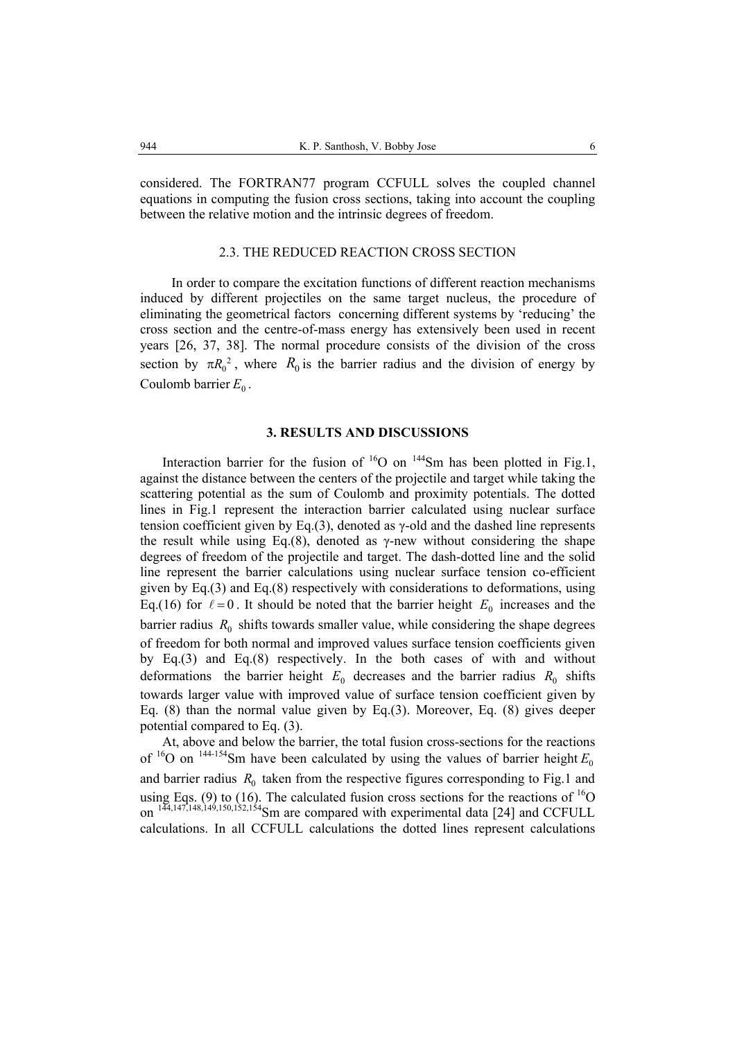considered. The FORTRAN77 program CCFULL solves the coupled channel equations in computing the fusion cross sections, taking into account the coupling between the relative motion and the intrinsic degrees of freedom.

### 2.3. THE REDUCED REACTION CROSS SECTION

In order to compare the excitation functions of different reaction mechanisms induced by different projectiles on the same target nucleus, the procedure of eliminating the geometrical factors concerning different systems by 'reducing' the cross section and the centre-of-mass energy has extensively been used in recent years [26, 37, 38]. The normal procedure consists of the division of the cross section by $\pi R_0^2$, where $R_0$ is the barrier radius and the division of energy by Coulomb barrier $E_0$.

## 3. RESULTS AND DISCUSSIONS

Interaction barrier for the fusion of $^{16}O$ on $^{144}Sm$ has been plotted in Fig.1, against the distance between the centers of the projectile and target while taking the scattering potential as the sum of Coulomb and proximity potentials. The dotted lines in Fig.1 represent the interaction barrier calculated using nuclear surface tension coefficient given by Eq.(3), denoted as γ-old and the dashed line represents the result while using Eq.(8), denoted as γ-new without considering the shape degrees of freedom of the projectile and target. The dash-dotted line and the solid line represent the barrier calculations using nuclear surface tension co-efficient given by Eq.(3) and Eq.(8) respectively with considerations to deformations, using Eq.(16) for $\ell = 0$. It should be noted that the barrier height $E_0$ increases and the barrier radius $R_0$ shifts towards smaller value, while considering the shape degrees of freedom for both normal and improved values surface tension coefficients given by Eq.(3) and Eq.(8) respectively. In the both cases of with and without deformations the barrier height $E_0$ decreases and the barrier radius $R_0$ shifts towards larger value with improved value of surface tension coefficient given by Eq. (8) than the normal value given by Eq.(3). Moreover, Eq. (8) gives deeper potential compared to Eq. (3).

At, above and below the barrier, the total fusion cross-sections for the reactions of $^{16}O$ on $^{144-154}Sm$ have been calculated by using the values of barrier height $E_0$ and barrier radius $R_0$ taken from the respective figures corresponding to Fig.1 and using Eqs. (9) to (16). The calculated fusion cross sections for the reactions of $^{16}O$ on $^{144,147,148,149,150,152,154}Sm$ are compared with experimental data [24] and CCFULL calculations. In all CCFULL calculations the dotted lines represent calculations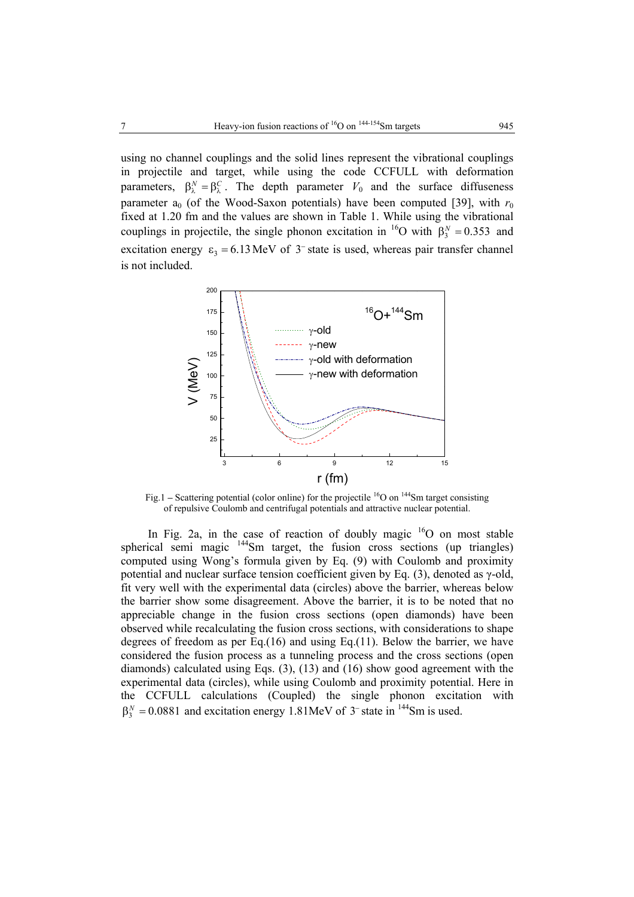using no channel couplings and the solid lines represent the vibrational couplings in projectile and target, while using the code CCFULL with deformation parameters, $\beta_\lambda^N = \beta_\lambda^C$. The depth parameter $V_0$ and the surface diffuseness parameter $a_0$ (of the Wood-Saxon potentials) have been computed [39], with $r_0$ fixed at 1.20 fm and the values are shown in Table 1. While using the vibrational couplings in projectile, the single phonon excitation in $^{16}$O with $\beta_3^N = 0.353$ and excitation energy $\varepsilon_3 = 6.13$ MeV of $3^-$ state is used, whereas pair transfer channel is not included.

Fig.1 – Scattering potential (color online) for the projectile $^{16}$O on $^{144}$Sm target consisting of repulsive Coulomb and centrifugal potentials and attractive nuclear potential.

In Fig. 2a, in the case of reaction of doubly magic $^{16}$O on most stable spherical semi magic $^{144}$Sm target, the fusion cross sections (up triangles) computed using Wong's formula given by Eq. (9) with Coulomb and proximity potential and nuclear surface tension coefficient given by Eq. (3), denoted as γ-old, fit very well with the experimental data (circles) above the barrier, whereas below the barrier show some disagreement. Above the barrier, it is to be noted that no appreciable change in the fusion cross sections (open diamonds) have been observed while recalculating the fusion cross sections, with considerations to shape degrees of freedom as per Eq.(16) and using Eq.(11). Below the barrier, we have considered the fusion process as a tunneling process and the cross sections (open diamonds) calculated using Eqs. (3), (13) and (16) show good agreement with the experimental data (circles), while using Coulomb and proximity potential. Here in the CCFULL calculations (Coupled) the single phonon excitation with $\beta_3^N = 0.0881$ and excitation energy 1.81MeV of $3^-$ state in $^{144}$Sm is used.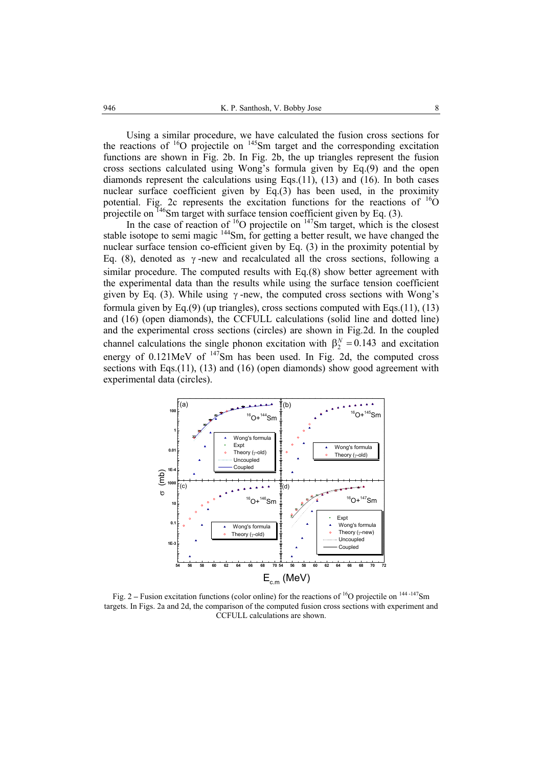Using a similar procedure, we have calculated the fusion cross sections for the reactions of $^{16}$O projectile on $^{145}$Sm target and the corresponding excitation functions are shown in Fig. 2b. In Fig. 2b, the up triangles represent the fusion cross sections calculated using Wong's formula given by Eq.(9) and the open diamonds represent the calculations using Eqs.(11), (13) and (16). In both cases nuclear surface coefficient given by Eq.(3) has been used, in the proximity potential. Fig. 2c represents the excitation functions for the reactions of $^{16}$O projectile on $^{146}$Sm target with surface tension coefficient given by Eq. (3).

In the case of reaction of $^{16}$O projectile on $^{147}$Sm target, which is the closest stable isotope to semi magic $^{144}$Sm, for getting a better result, we have changed the nuclear surface tension co-efficient given by Eq. (3) in the proximity potential by Eq. (8), denoted as $\gamma$-new and recalculated all the cross sections, following a similar procedure. The computed results with Eq.(8) show better agreement with the experimental data than the results while using the surface tension coefficient given by Eq. (3). While using $\gamma$-new, the computed cross sections with Wong's formula given by Eq.(9) (up triangles), cross sections computed with Eqs.(11), (13) and (16) (open diamonds), the CCFULL calculations (solid line and dotted line) and the experimental cross sections (circles) are shown in Fig.2d. In the coupled channel calculations the single phonon excitation with $\beta_2^N = 0.143$ and excitation energy of 0.121MeV of $^{147}$Sm has been used. In Fig. 2d, the computed cross sections with Eqs.(11), (13) and (16) (open diamonds) show good agreement with experimental data (circles).

Fig. 2 – Fusion excitation functions (color online) for the reactions of $^{16}$O projectile on $^{144-147}$Sm targets. In Figs. 2a and 2d, the comparison of the computed fusion cross sections with experiment and CCFULL calculations are shown.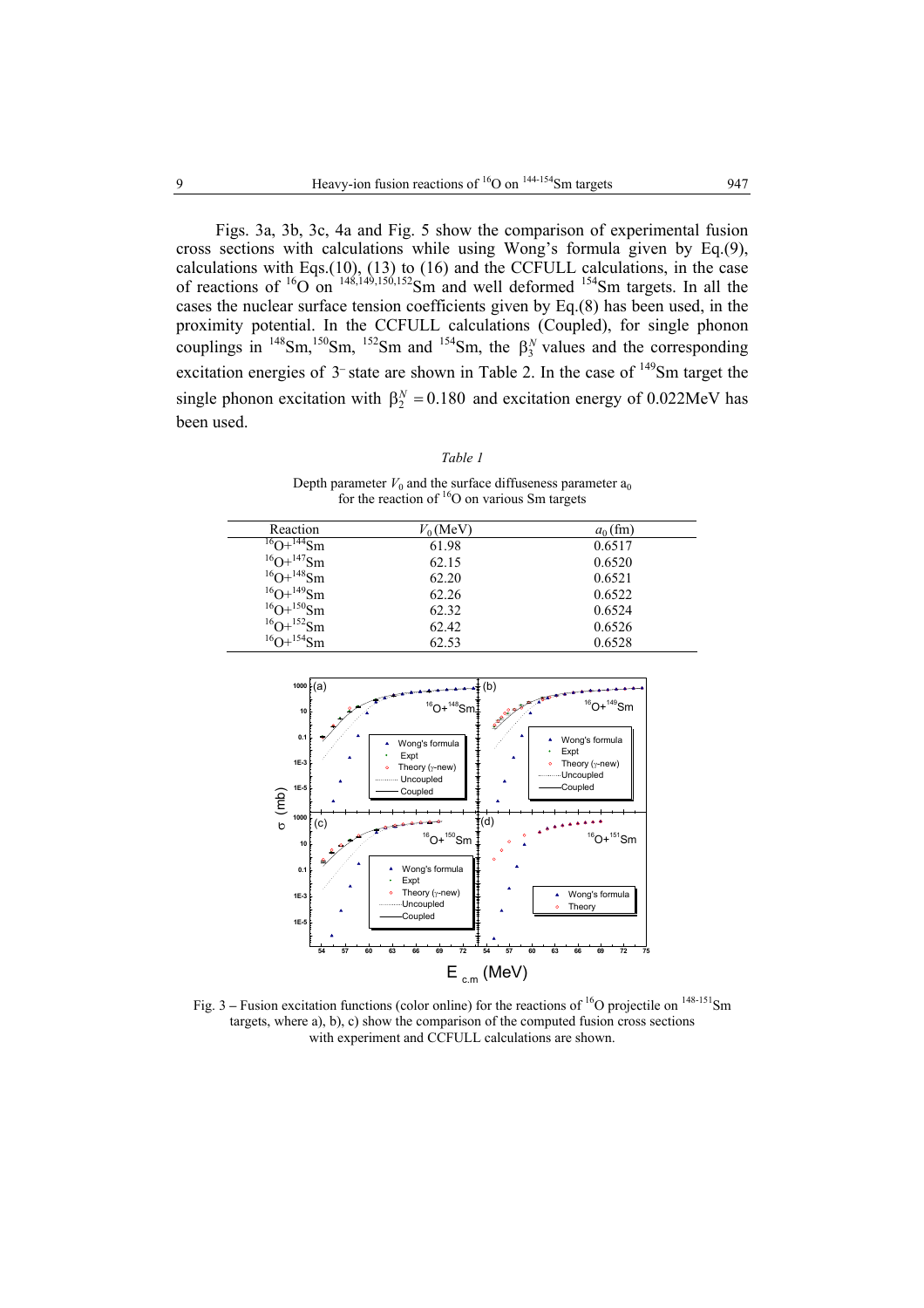Figs. 3a, 3b, 3c, 4a and Fig. 5 show the comparison of experimental fusion cross sections with calculations while using Wong's formula given by Eq.(9), calculations with Eqs.(10), (13) to (16) and the CCFULL calculations, in the case of reactions of $^{16}$O on $^{148,149,150,152}$Sm and well deformed $^{154}$Sm targets. In all the cases the nuclear surface tension coefficients given by Eq.(8) has been used, in the proximity potential. In the CCFULL calculations (Coupled), for single phonon couplings in $^{148}$Sm, $^{150}$Sm, $^{152}$Sm and $^{154}$Sm, the $\beta_3^N$ values and the corresponding excitation energies of $3^-$ state are shown in Table 2. In the case of $^{149}$Sm target the single phonon excitation with $\beta_2^N = 0.180$ and excitation energy of 0.022MeV has been used.

*Table 1*

Depth parameter $V_0$ and the surface diffuseness parameter $a_0$ for the reaction of $^{16}$O on various Sm targets

| Reaction | $V_0$ (MeV) | $a_0$ (fm) |
|---|---|---|
| $^{16}$O+$^{144}$Sm | 61.98 | 0.6517 |
| $^{16}$O+$^{147}$Sm | 62.15 | 0.6520 |
| $^{16}$O+$^{148}$Sm | 62.20 | 0.6521 |
| $^{16}$O+$^{149}$Sm | 62.26 | 0.6522 |
| $^{16}$O+$^{150}$Sm | 62.32 | 0.6524 |
| $^{16}$O+$^{152}$Sm | 62.42 | 0.6526 |
| $^{16}$O+$^{154}$Sm | 62.53 | 0.6528 |

Fig. 3 – Fusion excitation functions (color online) for the reactions of $^{16}$O projectile on $^{148-151}$Sm targets, where a), b), c) show the comparison of the computed fusion cross sections with experiment and CCFULL calculations are shown.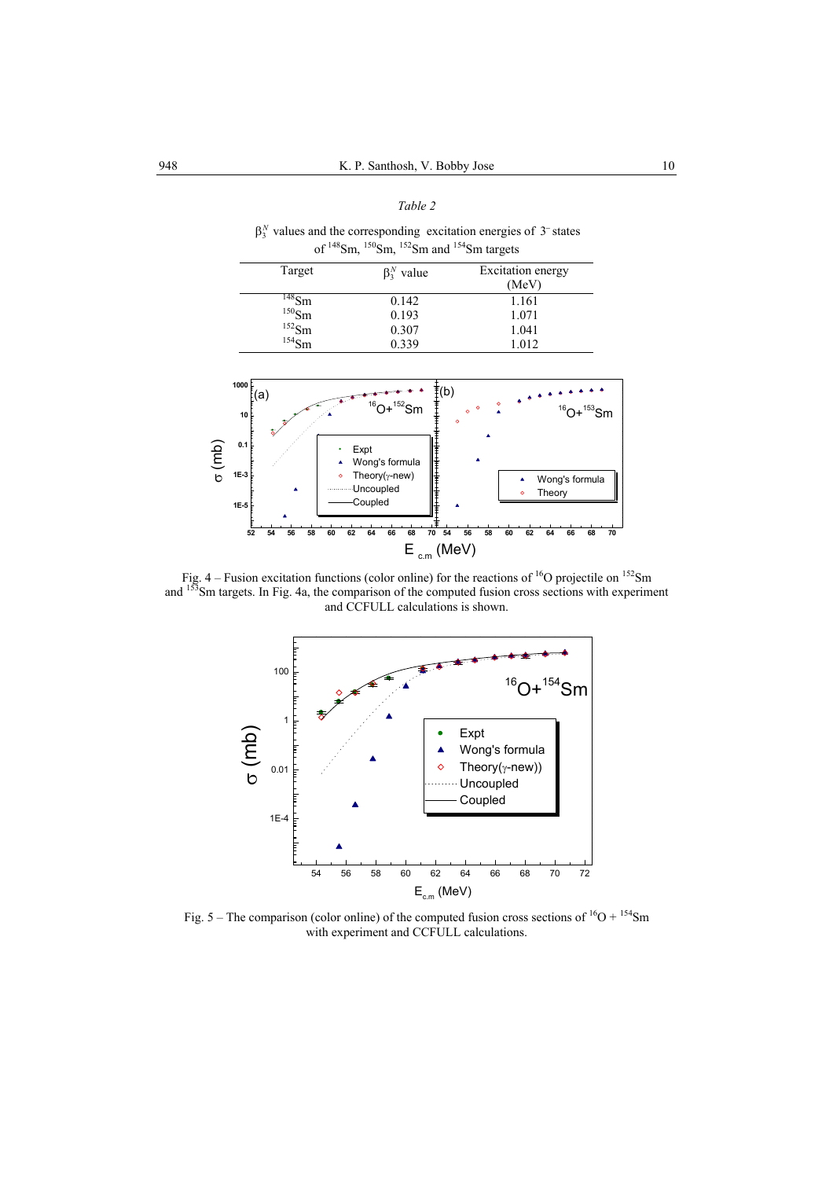*Table 2*

$\beta_3^N$ values and the corresponding excitation energies of $3^-$ states of $^{148}$Sm, $^{150}$Sm, $^{152}$Sm and $^{154}$Sm targets

| Target | $\beta_3^N$ value | Excitation energy (MeV) |
|---|---|---|
| $^{148}$Sm | 0.142 | 1.161 |
| $^{150}$Sm | 0.193 | 1.071 |
| $^{152}$Sm | 0.307 | 1.041 |
| $^{154}$Sm | 0.339 | 1.012 |

Fig. 4 – Fusion excitation functions (color online) for the reactions of $^{16}$O projectile on $^{152}$Sm and $^{153}$Sm targets. In Fig. 4a, the comparison of the computed fusion cross sections with experiment and CCFULL calculations is shown.

Fig. 5 – The comparison (color online) of the computed fusion cross sections of $^{16}$O + $^{154}$Sm with experiment and CCFULL calculations.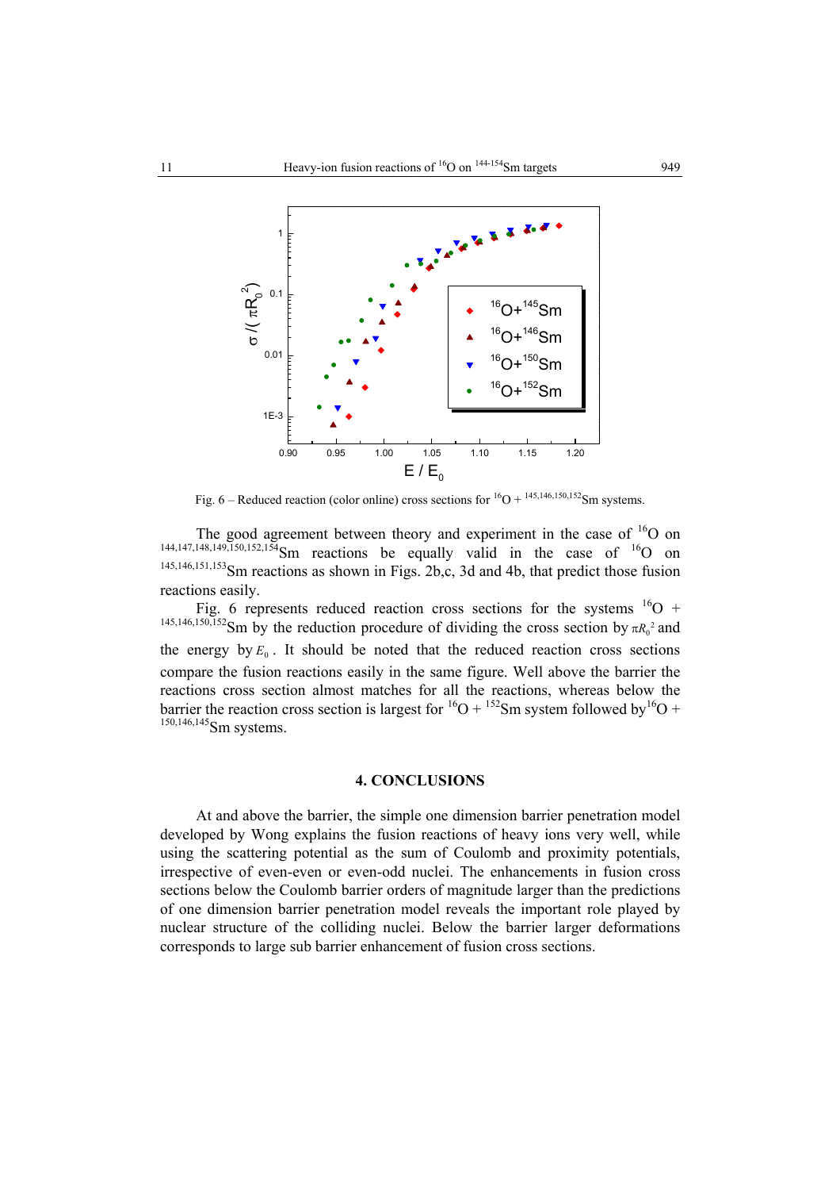Fig. 6 – Reduced reaction (color online) cross sections for $^{16}O$ + $^{145,146,150,152}Sm$ systems.

The good agreement between theory and experiment in the case of $^{16}O$ on $^{144,147,148,149,150,152,154}Sm$ reactions be equally valid in the case of $^{16}O$ on $^{145,146,151,153}Sm$ reactions as shown in Figs. 2b,c, 3d and 4b, that predict those fusion reactions easily.

Fig. 6 represents reduced reaction cross sections for the systems $^{16}O$ + $^{145,146,150,152}Sm$ by the reduction procedure of dividing the cross section by $\pi R_0^2$ and the energy by $E_0$. It should be noted that the reduced reaction cross sections compare the fusion reactions easily in the same figure. Well above the barrier the reactions cross section almost matches for all the reactions, whereas below the barrier the reaction cross section is largest for $^{16}O$ + $^{152}Sm$ system followed by $^{16}O$ + $^{150,146,145}Sm$ systems.

## 4. CONCLUSIONS

At and above the barrier, the simple one dimension barrier penetration model developed by Wong explains the fusion reactions of heavy ions very well, while using the scattering potential as the sum of Coulomb and proximity potentials, irrespective of even-even or even-odd nuclei. The enhancements in fusion cross sections below the Coulomb barrier orders of magnitude larger than the predictions of one dimension barrier penetration model reveals the important role played by nuclear structure of the colliding nuclei. Below the barrier larger deformations corresponds to large sub barrier enhancement of fusion cross sections.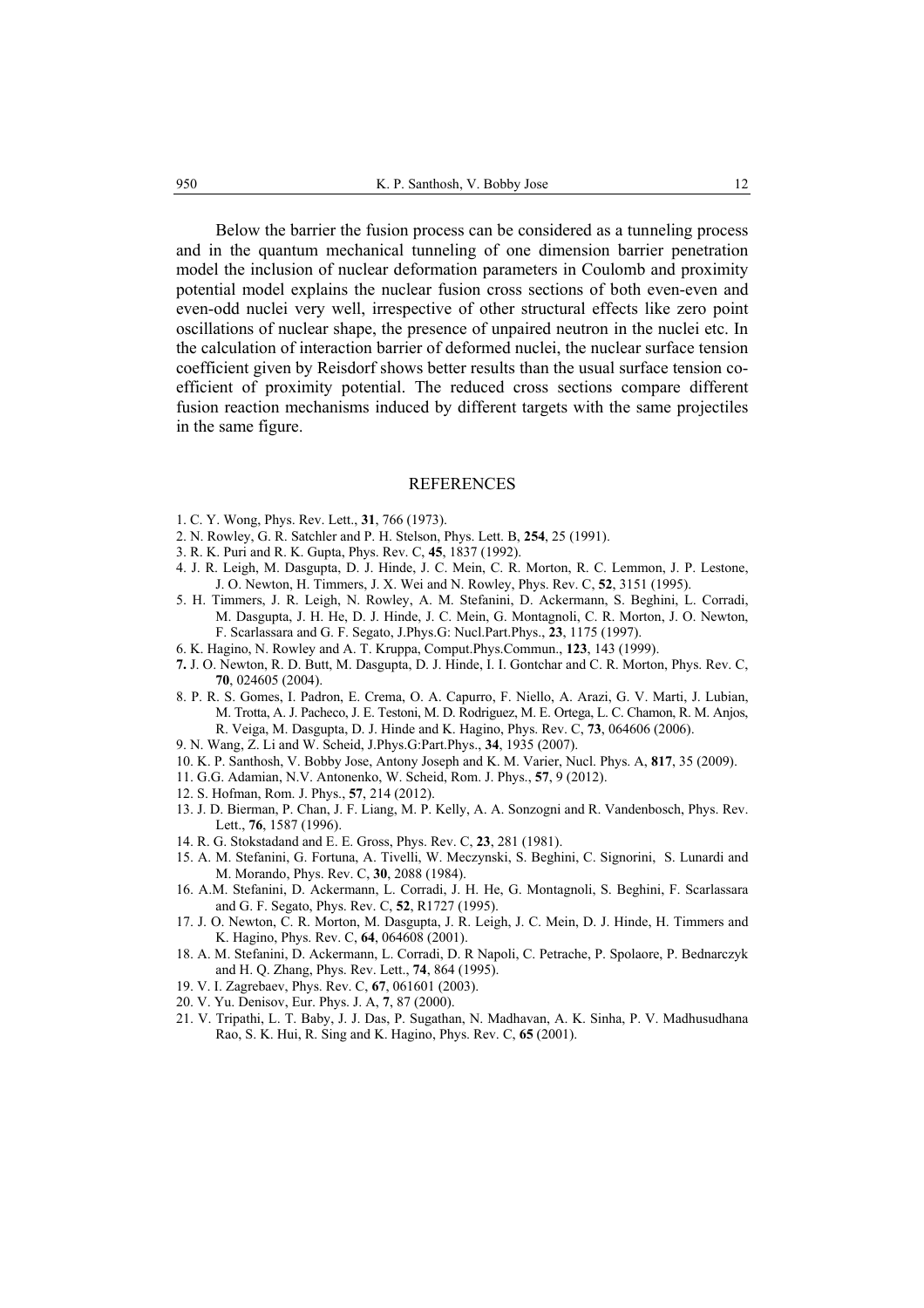Below the barrier the fusion process can be considered as a tunneling process and in the quantum mechanical tunneling of one dimension barrier penetration model the inclusion of nuclear deformation parameters in Coulomb and proximity potential model explains the nuclear fusion cross sections of both even-even and even-odd nuclei very well, irrespective of other structural effects like zero point oscillations of nuclear shape, the presence of unpaired neutron in the nuclei etc. In the calculation of interaction barrier of deformed nuclei, the nuclear surface tension coefficient given by Reisdorf shows better results than the usual surface tension coefficient of proximity potential. The reduced cross sections compare different fusion reaction mechanisms induced by different targets with the same projectiles in the same figure.

## REFERENCES

1. C. Y. Wong, Phys. Rev. Lett., **31**, 766 (1973).
2. N. Rowley, G. R. Satchler and P. H. Stelson, Phys. Lett. B, **254**, 25 (1991).
3. R. K. Puri and R. K. Gupta, Phys. Rev. C, **45**, 1837 (1992).
4. J. R. Leigh, M. Dasgupta, D. J. Hinde, J. C. Mein, C. R. Morton, R. C. Lemmon, J. P. Lestone, J. O. Newton, H. Timmers, J. X. Wei and N. Rowley, Phys. Rev. C, **52**, 3151 (1995).
5. H. Timmers, J. R. Leigh, N. Rowley, A. M. Stefanini, D. Ackermann, S. Beghini, L. Corradi, M. Dasgupta, J. H. He, D. J. Hinde, J. C. Mein, G. Montagnoli, C. R. Morton, J. O. Newton, F. Scarlassara and G. F. Segato, J.Phys.G: Nucl.Part.Phys., **23**, 1175 (1997).
6. K. Hagino, N. Rowley and A. T. Kruppa, Comput.Phys.Commun., **123**, 143 (1999).
7. J. O. Newton, R. D. Butt, M. Dasgupta, D. J. Hinde, I. I. Gontchar and C. R. Morton, Phys. Rev. C, **70**, 024605 (2004).
8. P. R. S. Gomes, I. Padron, E. Crema, O. A. Capurro, F. Niello, A. Arazi, G. V. Marti, J. Lubian, M. Trotta, A. J. Pacheco, J. E. Testoni, M. D. Rodriguez, M. E. Ortega, L. C. Chamon, R. M. Anjos, R. Veiga, M. Dasgupta, D. J. Hinde and K. Hagino, Phys. Rev. C, **73**, 064606 (2006).
9. N. Wang, Z. Li and W. Scheid, J.Phys.G:Part.Phys., **34**, 1935 (2007).
10. K. P. Santhosh, V. Bobby Jose, Antony Joseph and K. M. Varier, Nucl. Phys. A, **817**, 35 (2009).
11. G.G. Adamian, N.V. Antonenko, W. Scheid, Rom. J. Phys., **57**, 9 (2012).
12. S. Hofman, Rom. J. Phys., **57**, 214 (2012).
13. J. D. Bierman, P. Chan, J. F. Liang, M. P. Kelly, A. A. Sonzogni and R. Vandenbosch, Phys. Rev. Lett., **76**, 1587 (1996).
14. R. G. Stokstadand and E. E. Gross, Phys. Rev. C, **23**, 281 (1981).
15. A. M. Stefanini, G. Fortuna, A. Tivelli, W. Meczynski, S. Beghini, C. Signorini, S. Lunardi and M. Morando, Phys. Rev. C, **30**, 2088 (1984).
16. A.M. Stefanini, D. Ackermann, L. Corradi, J. H. He, G. Montagnoli, S. Beghini, F. Scarlassara and G. F. Segato, Phys. Rev. C, **52**, R1727 (1995).
17. J. O. Newton, C. R. Morton, M. Dasgupta, J. R. Leigh, J. C. Mein, D. J. Hinde, H. Timmers and K. Hagino, Phys. Rev. C, **64**, 064608 (2001).
18. A. M. Stefanini, D. Ackermann, L. Corradi, D. R Napoli, C. Petrache, P. Spolaore, P. Bednarczyk and H. Q. Zhang, Phys. Rev. Lett., **74**, 864 (1995).
19. V. I. Zagrebaev, Phys. Rev. C, **67**, 061601 (2003).
20. V. Yu. Denisov, Eur. Phys. J. A, **7**, 87 (2000).
21. V. Tripathi, L. T. Baby, J. J. Das, P. Sugathan, N. Madhavan, A. K. Sinha, P. V. Madhusudhana Rao, S. K. Hui, R. Sing and K. Hagino, Phys. Rev. C, **65** (2001).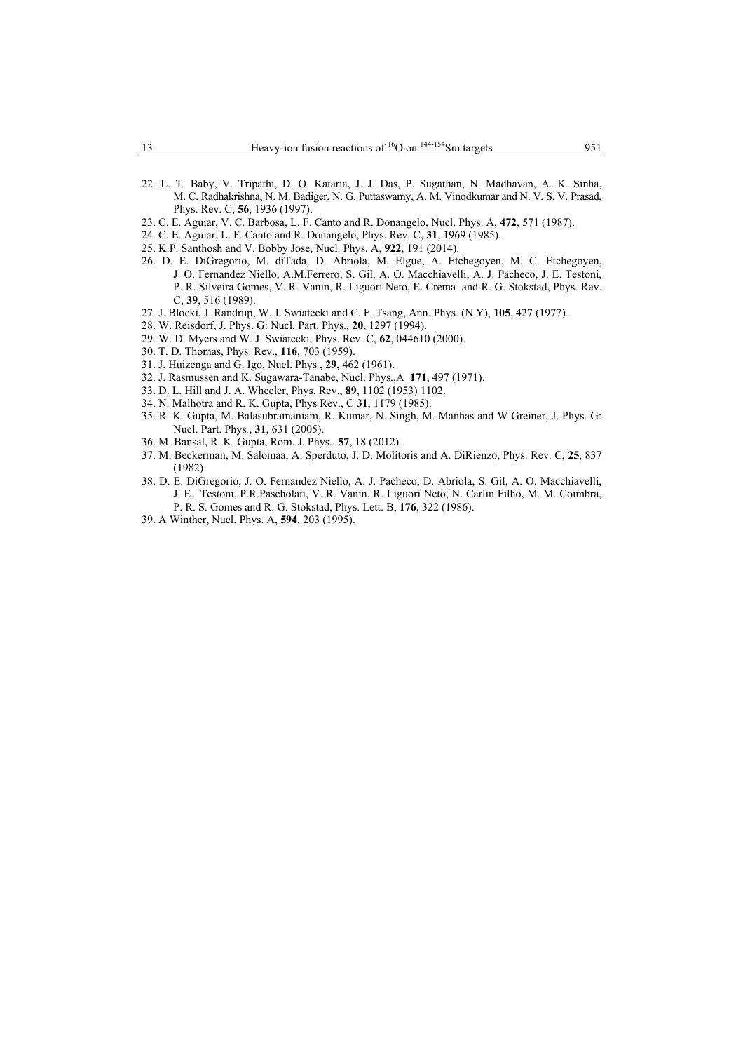22. L. T. Baby, V. Tripathi, D. O. Kataria, J. J. Das, P. Sugathan, N. Madhavan, A. K. Sinha, M. C. Radhakrishna, N. M. Badiger, N. G. Puttaswamy, A. M. Vinodkumar and N. V. S. V. Prasad, Phys. Rev. C, **56**, 1936 (1997).
23. C. E. Aguiar, V. C. Barbosa, L. F. Canto and R. Donangelo, Nucl. Phys. A, **472**, 571 (1987).
24. C. E. Aguiar, L. F. Canto and R. Donangelo, Phys. Rev. C, **31**, 1969 (1985).
25. K.P. Santhosh and V. Bobby Jose, Nucl. Phys. A, **922**, 191 (2014).
26. D. E. DiGregorio, M. diTada, D. Abriola, M. Elgue, A. Etchegoyen, M. C. Etchegoyen, J. O. Fernandez Niello, A.M.Ferrero, S. Gil, A. O. Macchiavelli, A. J. Pacheco, J. E. Testoni, P. R. Silveira Gomes, V. R. Vanin, R. Liguori Neto, E. Crema and R. G. Stokstad, Phys. Rev. C, **39**, 516 (1989).
27. J. Blocki, J. Randrup, W. J. Swiatecki and C. F. Tsang, Ann. Phys. (N.Y), **105**, 427 (1977).
28. W. Reisdorf, J. Phys. G: Nucl. Part. Phys., **20**, 1297 (1994).
29. W. D. Myers and W. J. Swiatecki, Phys. Rev. C, **62**, 044610 (2000).
30. T. D. Thomas, Phys. Rev., **116**, 703 (1959).
31. J. Huizenga and G. Igo, Nucl. Phys., **29**, 462 (1961).
32. J. Rasmussen and K. Sugawara-Tanabe, Nucl. Phys.,A **171**, 497 (1971).
33. D. L. Hill and J. A. Wheeler, Phys. Rev., **89**, 1102 (1953) 1102.
34. N. Malhotra and R. K. Gupta, Phys Rev., C **31**, 1179 (1985).
35. R. K. Gupta, M. Balasubramaniam, R. Kumar, N. Singh, M. Manhas and W Greiner, J. Phys. G: Nucl. Part. Phys., **31**, 631 (2005).
36. M. Bansal, R. K. Gupta, Rom. J. Phys., **57**, 18 (2012).
37. M. Beckerman, M. Salomaa, A. Sperduto, J. D. Molitoris and A. DiRienzo, Phys. Rev. C, **25**, 837 (1982).
38. D. E. DiGregorio, J. O. Fernandez Niello, A. J. Pacheco, D. Abriola, S. Gil, A. O. Macchiavelli, J. E. Testoni, P.R.Pascholati, V. R. Vanin, R. Liguori Neto, N. Carlin Filho, M. M. Coimbra, P. R. S. Gomes and R. G. Stokstad, Phys. Lett. B, **176**, 322 (1986).
39. A Winther, Nucl. Phys. A, **594**, 203 (1995).